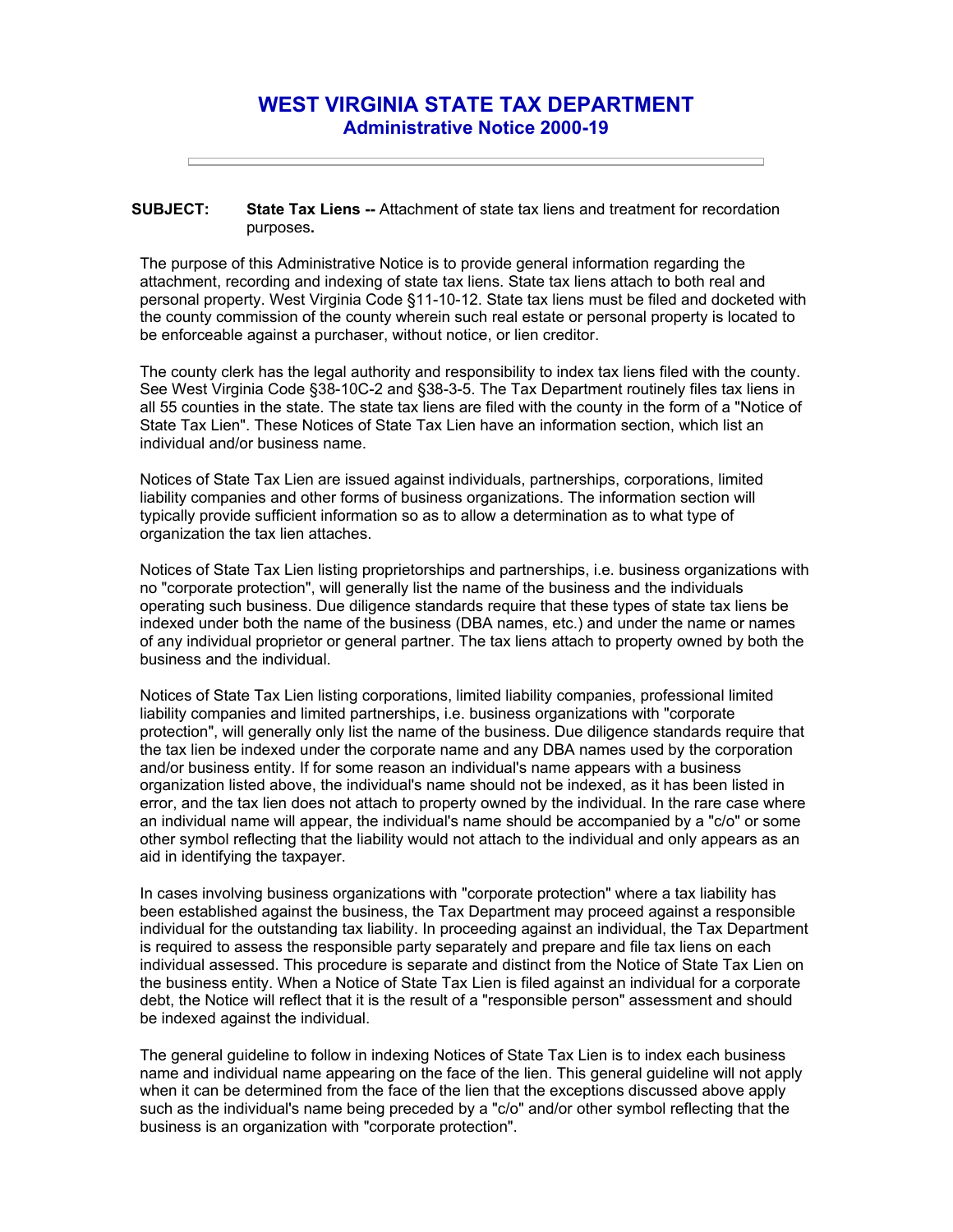# WEST VIRGINIA STATE TAX DEPARTMENT
## Administrative Notice 2000-19

---

**SUBJECT:** **State Tax Liens --** Attachment of state tax liens and treatment for recordation purposes**.**

The purpose of this Administrative Notice is to provide general information regarding the attachment, recording and indexing of state tax liens. State tax liens attach to both real and personal property. West Virginia Code §11-10-12. State tax liens must be filed and docketed with the county commission of the county wherein such real estate or personal property is located to be enforceable against a purchaser, without notice, or lien creditor.

The county clerk has the legal authority and responsibility to index tax liens filed with the county. See West Virginia Code §38-10C-2 and §38-3-5. The Tax Department routinely files tax liens in all 55 counties in the state. The state tax liens are filed with the county in the form of a "Notice of State Tax Lien". These Notices of State Tax Lien have an information section, which list an individual and/or business name.

Notices of State Tax Lien are issued against individuals, partnerships, corporations, limited liability companies and other forms of business organizations. The information section will typically provide sufficient information so as to allow a determination as to what type of organization the tax lien attaches.

Notices of State Tax Lien listing proprietorships and partnerships, i.e. business organizations with no "corporate protection", will generally list the name of the business and the individuals operating such business. Due diligence standards require that these types of state tax liens be indexed under both the name of the business (DBA names, etc.) and under the name or names of any individual proprietor or general partner. The tax liens attach to property owned by both the business and the individual.

Notices of State Tax Lien listing corporations, limited liability companies, professional limited liability companies and limited partnerships, i.e. business organizations with "corporate protection", will generally only list the name of the business. Due diligence standards require that the tax lien be indexed under the corporate name and any DBA names used by the corporation and/or business entity. If for some reason an individual's name appears with a business organization listed above, the individual's name should not be indexed, as it has been listed in error, and the tax lien does not attach to property owned by the individual. In the rare case where an individual name will appear, the individual's name should be accompanied by a "c/o" or some other symbol reflecting that the liability would not attach to the individual and only appears as an aid in identifying the taxpayer.

In cases involving business organizations with "corporate protection" where a tax liability has been established against the business, the Tax Department may proceed against a responsible individual for the outstanding tax liability. In proceeding against an individual, the Tax Department is required to assess the responsible party separately and prepare and file tax liens on each individual assessed. This procedure is separate and distinct from the Notice of State Tax Lien on the business entity. When a Notice of State Tax Lien is filed against an individual for a corporate debt, the Notice will reflect that it is the result of a "responsible person" assessment and should be indexed against the individual.

The general guideline to follow in indexing Notices of State Tax Lien is to index each business name and individual name appearing on the face of the lien. This general guideline will not apply when it can be determined from the face of the lien that the exceptions discussed above apply such as the individual's name being preceded by a "c/o" and/or other symbol reflecting that the business is an organization with "corporate protection".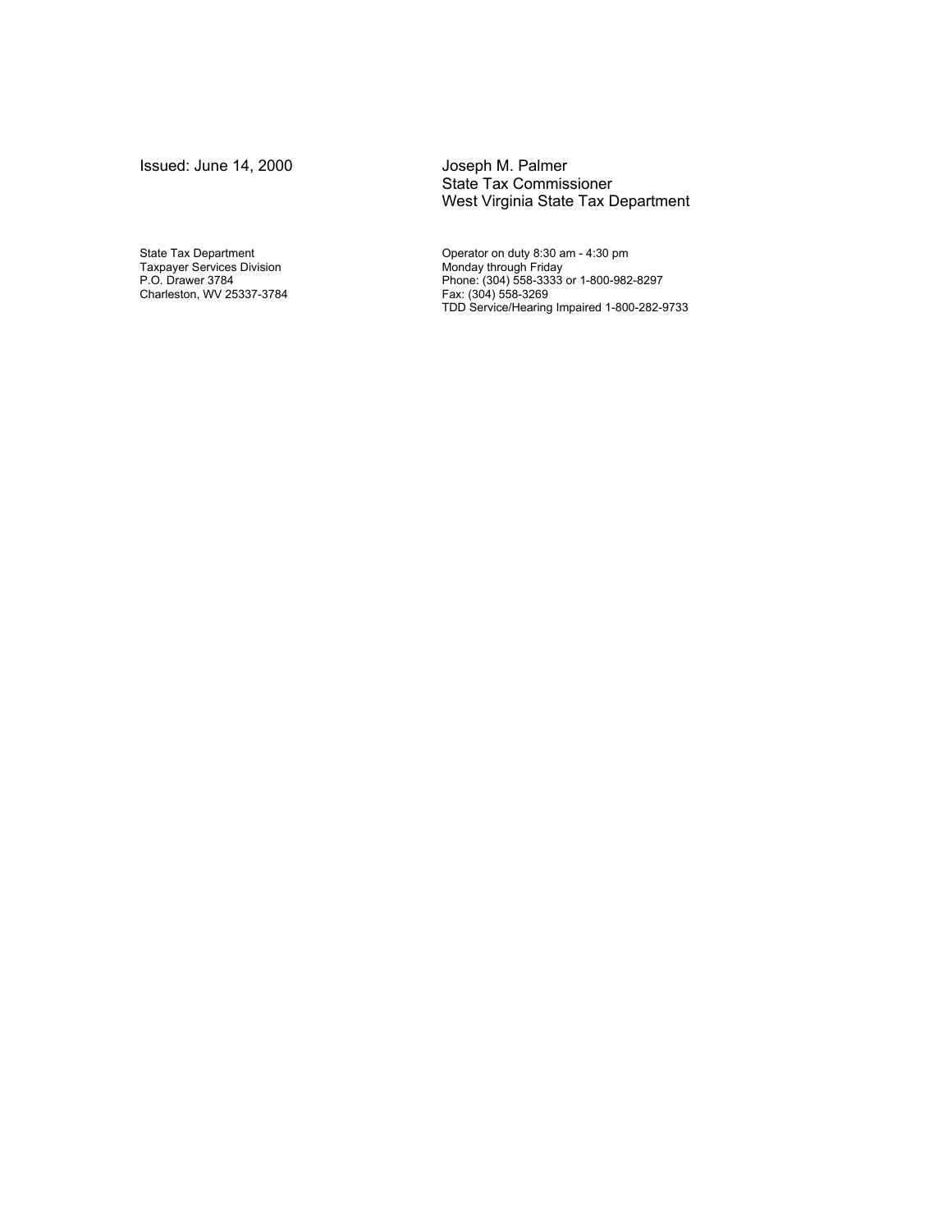Issued: June 14, 2000

Joseph M. Palmer
State Tax Commissioner
West Virginia State Tax Department

State Tax Department
Taxpayer Services Division
P.O. Drawer 3784
Charleston, WV 25337-3784

Operator on duty 8:30 am - 4:30 pm
Monday through Friday
Phone: (304) 558-3333 or 1-800-982-8297
Fax: (304) 558-3269
TDD Service/Hearing Impaired 1-800-282-9733